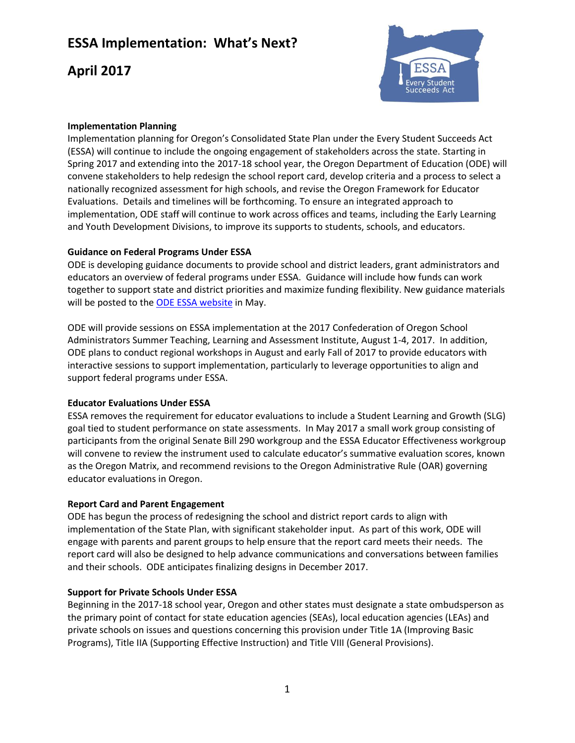# ESSA Implementation: What's Next?

# April 2017

**Implementation Planning**

Implementation planning for Oregon's Consolidated State Plan under the Every Student Succeeds Act (ESSA) will continue to include the ongoing engagement of stakeholders across the state. Starting in Spring 2017 and extending into the 2017-18 school year, the Oregon Department of Education (ODE) will convene stakeholders to help redesign the school report card, develop criteria and a process to select a nationally recognized assessment for high schools, and revise the Oregon Framework for Educator Evaluations. Details and timelines will be forthcoming. To ensure an integrated approach to implementation, ODE staff will continue to work across offices and teams, including the Early Learning and Youth Development Divisions, to improve its supports to students, schools, and educators.

**Guidance on Federal Programs Under ESSA**

ODE is developing guidance documents to provide school and district leaders, grant administrators and educators an overview of federal programs under ESSA. Guidance will include how funds can work together to support state and district priorities and maximize funding flexibility. New guidance materials will be posted to the ODE ESSA website in May.

ODE will provide sessions on ESSA implementation at the 2017 Confederation of Oregon School Administrators Summer Teaching, Learning and Assessment Institute, August 1-4, 2017. In addition, ODE plans to conduct regional workshops in August and early Fall of 2017 to provide educators with interactive sessions to support implementation, particularly to leverage opportunities to align and support federal programs under ESSA.

**Educator Evaluations Under ESSA**

ESSA removes the requirement for educator evaluations to include a Student Learning and Growth (SLG) goal tied to student performance on state assessments. In May 2017 a small work group consisting of participants from the original Senate Bill 290 workgroup and the ESSA Educator Effectiveness workgroup will convene to review the instrument used to calculate educator's summative evaluation scores, known as the Oregon Matrix, and recommend revisions to the Oregon Administrative Rule (OAR) governing educator evaluations in Oregon.

**Report Card and Parent Engagement**

ODE has begun the process of redesigning the school and district report cards to align with implementation of the State Plan, with significant stakeholder input. As part of this work, ODE will engage with parents and parent groups to help ensure that the report card meets their needs. The report card will also be designed to help advance communications and conversations between families and their schools. ODE anticipates finalizing designs in December 2017.

**Support for Private Schools Under ESSA**

Beginning in the 2017-18 school year, Oregon and other states must designate a state ombudsperson as the primary point of contact for state education agencies (SEAs), local education agencies (LEAs) and private schools on issues and questions concerning this provision under Title 1A (Improving Basic Programs), Title IIA (Supporting Effective Instruction) and Title VIII (General Provisions).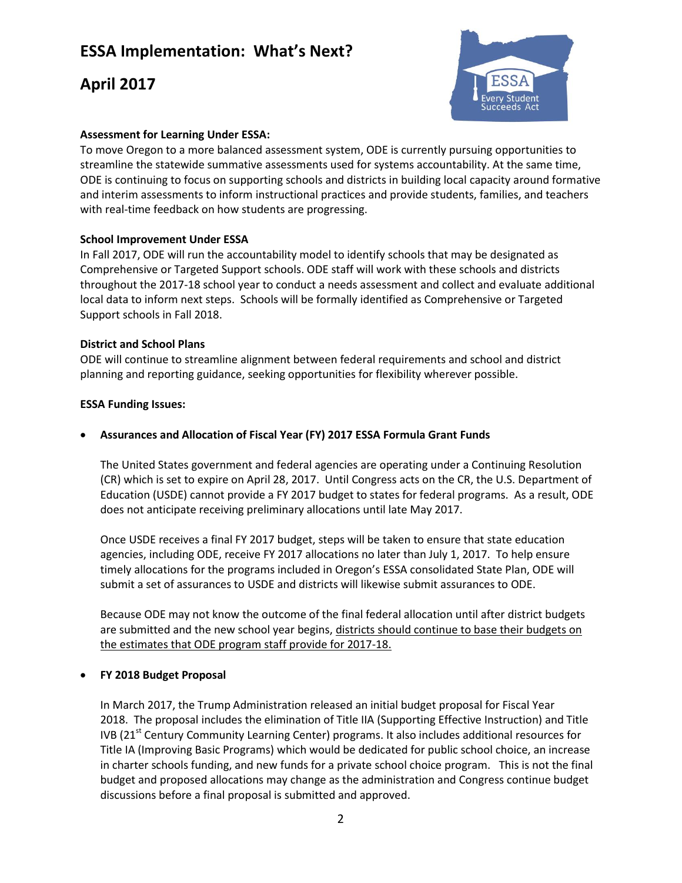# ESSA Implementation: What's Next?

## April 2017

**Assessment for Learning Under ESSA:**
To move Oregon to a more balanced assessment system, ODE is currently pursuing opportunities to streamline the statewide summative assessments used for systems accountability. At the same time, ODE is continuing to focus on supporting schools and districts in building local capacity around formative and interim assessments to inform instructional practices and provide students, families, and teachers with real-time feedback on how students are progressing.

**School Improvement Under ESSA**
In Fall 2017, ODE will run the accountability model to identify schools that may be designated as Comprehensive or Targeted Support schools. ODE staff will work with these schools and districts throughout the 2017-18 school year to conduct a needs assessment and collect and evaluate additional local data to inform next steps. Schools will be formally identified as Comprehensive or Targeted Support schools in Fall 2018.

**District and School Plans**
ODE will continue to streamline alignment between federal requirements and school and district planning and reporting guidance, seeking opportunities for flexibility wherever possible.

**ESSA Funding Issues:**

- **Assurances and Allocation of Fiscal Year (FY) 2017 ESSA Formula Grant Funds**

  The United States government and federal agencies are operating under a Continuing Resolution (CR) which is set to expire on April 28, 2017. Until Congress acts on the CR, the U.S. Department of Education (USDE) cannot provide a FY 2017 budget to states for federal programs. As a result, ODE does not anticipate receiving preliminary allocations until late May 2017.

  Once USDE receives a final FY 2017 budget, steps will be taken to ensure that state education agencies, including ODE, receive FY 2017 allocations no later than July 1, 2017. To help ensure timely allocations for the programs included in Oregon's ESSA consolidated State Plan, ODE will submit a set of assurances to USDE and districts will likewise submit assurances to ODE.

  Because ODE may not know the outcome of the final federal allocation until after district budgets are submitted and the new school year begins, <u>districts should continue to base their budgets on the estimates that ODE program staff provide for 2017-18.</u>

- **FY 2018 Budget Proposal**

  In March 2017, the Trump Administration released an initial budget proposal for Fiscal Year 2018. The proposal includes the elimination of Title IIA (Supporting Effective Instruction) and Title IVB (21st Century Community Learning Center) programs. It also includes additional resources for Title IA (Improving Basic Programs) which would be dedicated for public school choice, an increase in charter schools funding, and new funds for a private school choice program. This is not the final budget and proposed allocations may change as the administration and Congress continue budget discussions before a final proposal is submitted and approved.